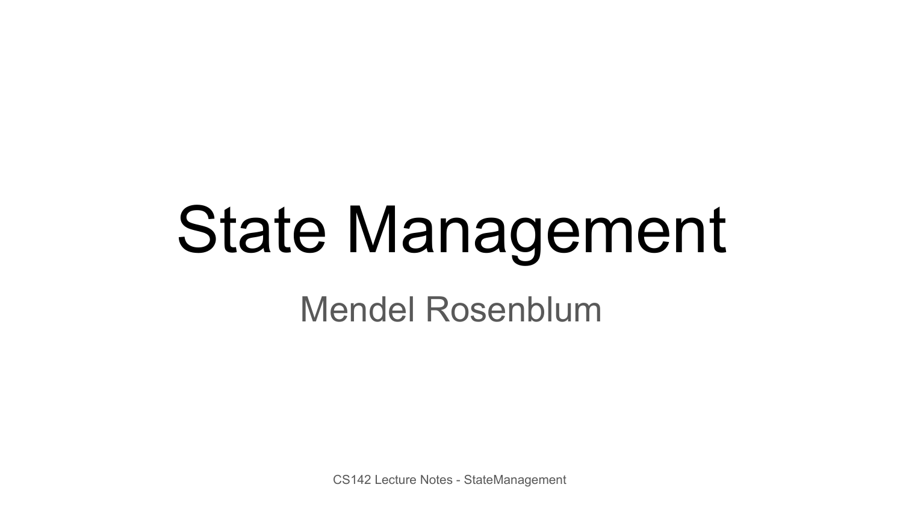# State Management

Mendel Rosenblum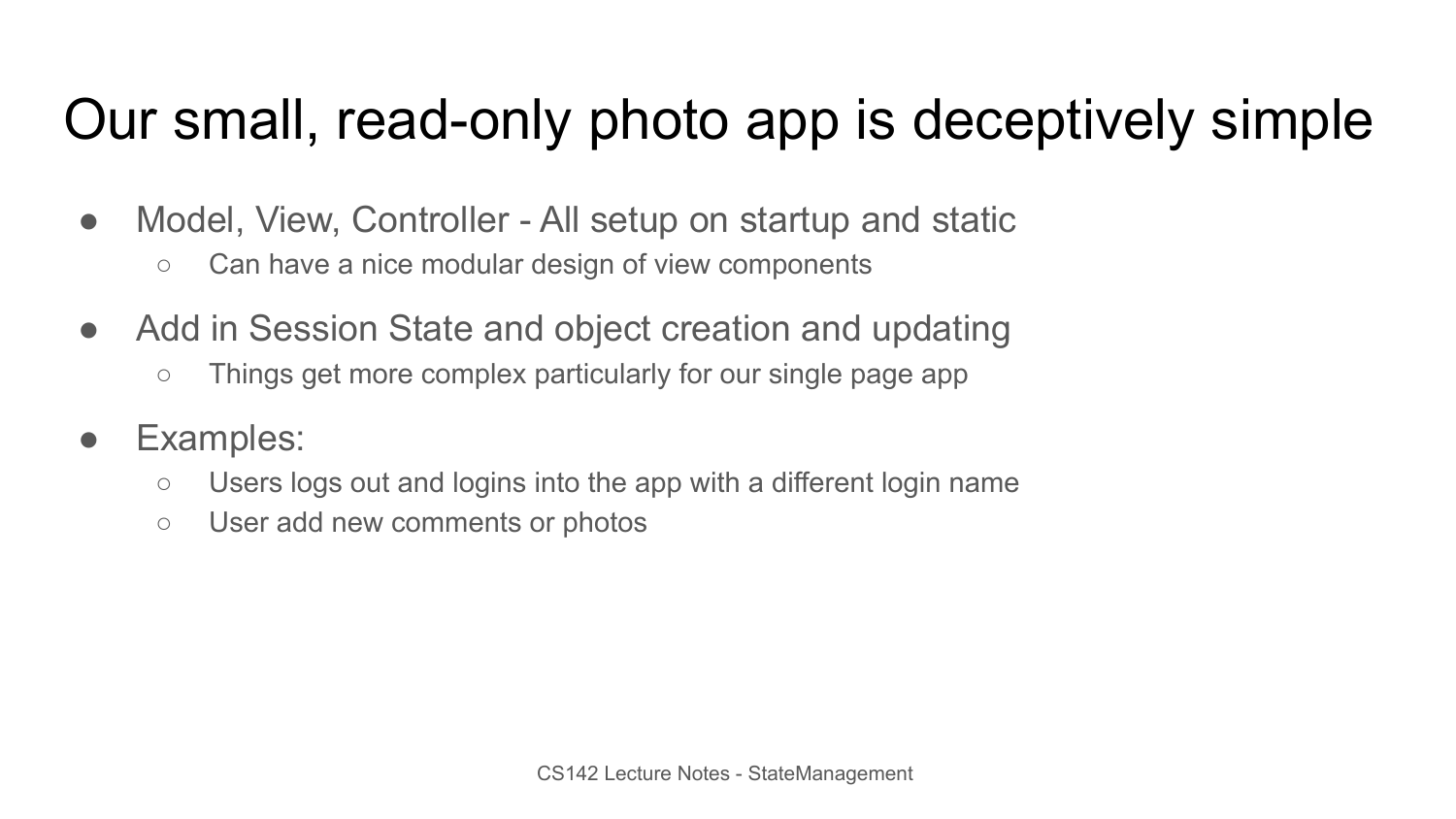# Our small, read-only photo app is deceptively simple

- Model, View, Controller - All setup on startup and static
  - Can have a nice modular design of view components
- Add in Session State and object creation and updating
  - Things get more complex particularly for our single page app
- Examples:
  - Users logs out and logins into the app with a different login name
  - User add new comments or photos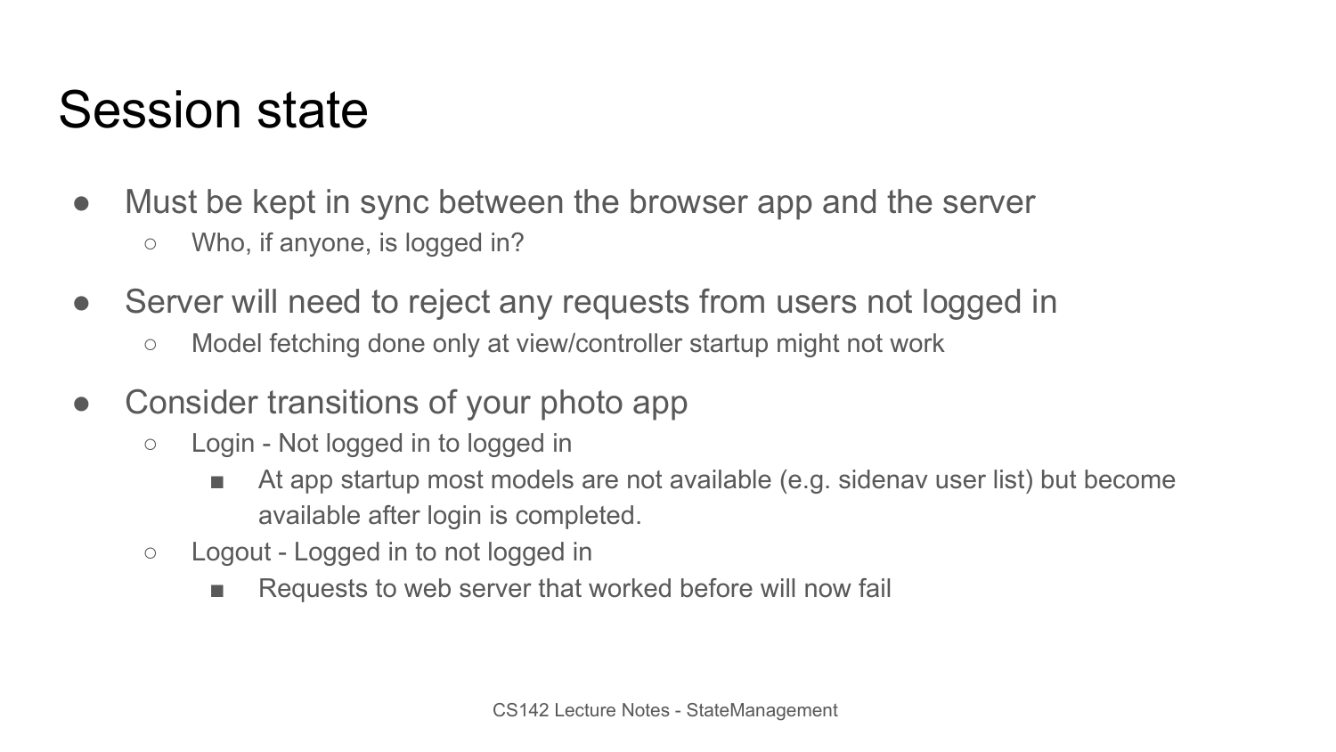# Session state

- Must be kept in sync between the browser app and the server
  - Who, if anyone, is logged in?
- Server will need to reject any requests from users not logged in
  - Model fetching done only at view/controller startup might not work
- Consider transitions of your photo app
  - Login - Not logged in to logged in
    - At app startup most models are not available (e.g. sidenav user list) but become available after login is completed.
  - Logout - Logged in to not logged in
    - Requests to web server that worked before will now fail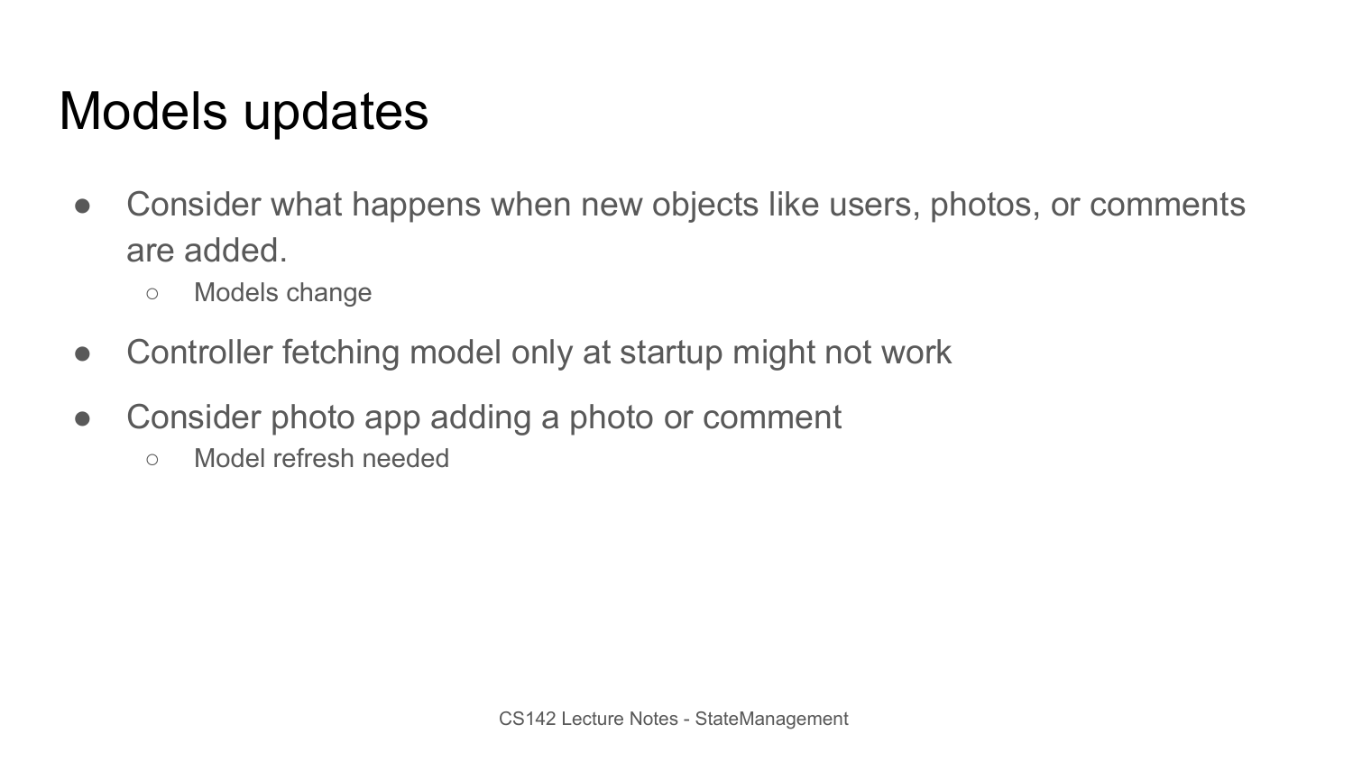# Models updates

- Consider what happens when new objects like users, photos, or comments are added.
  - Models change
- Controller fetching model only at startup might not work
- Consider photo app adding a photo or comment
  - Model refresh needed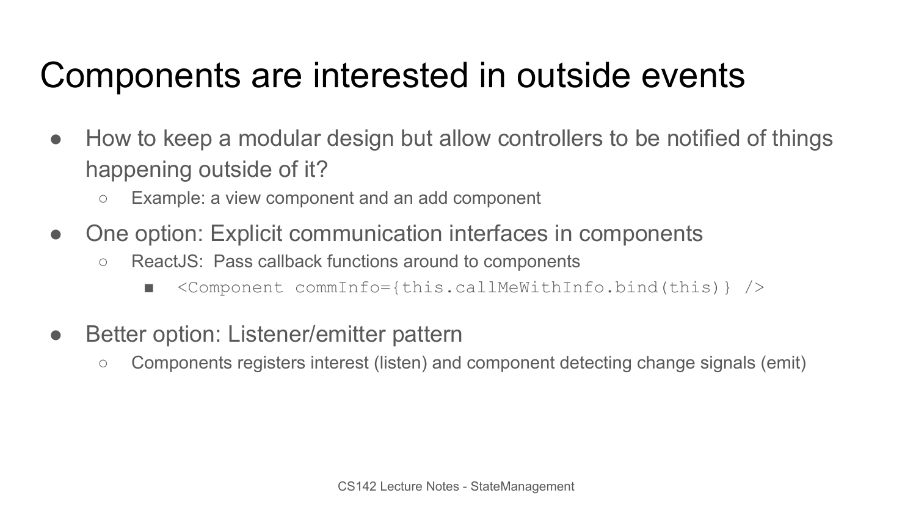# Components are interested in outside events

- How to keep a modular design but allow controllers to be notified of things happening outside of it?
  - Example: a view component and an add component
- One option: Explicit communication interfaces in components
  - ReactJS: Pass callback functions around to components
    - `<Component commInfo={this.callMeWithInfo.bind(this)} />`
- Better option: Listener/emitter pattern
  - Components registers interest (listen) and component detecting change signals (emit)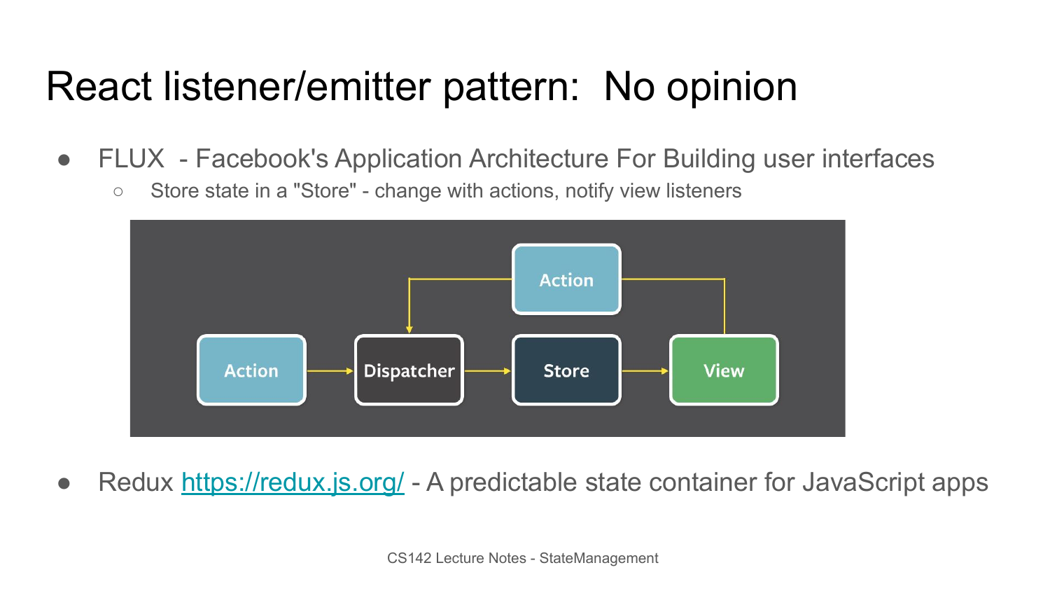# React listener/emitter pattern: No opinion

- FLUX - Facebook's Application Architecture For Building user interfaces
  - Store state in a "Store" - change with actions, notify view listeners

- Redux https://redux.js.org/ - A predictable state container for JavaScript apps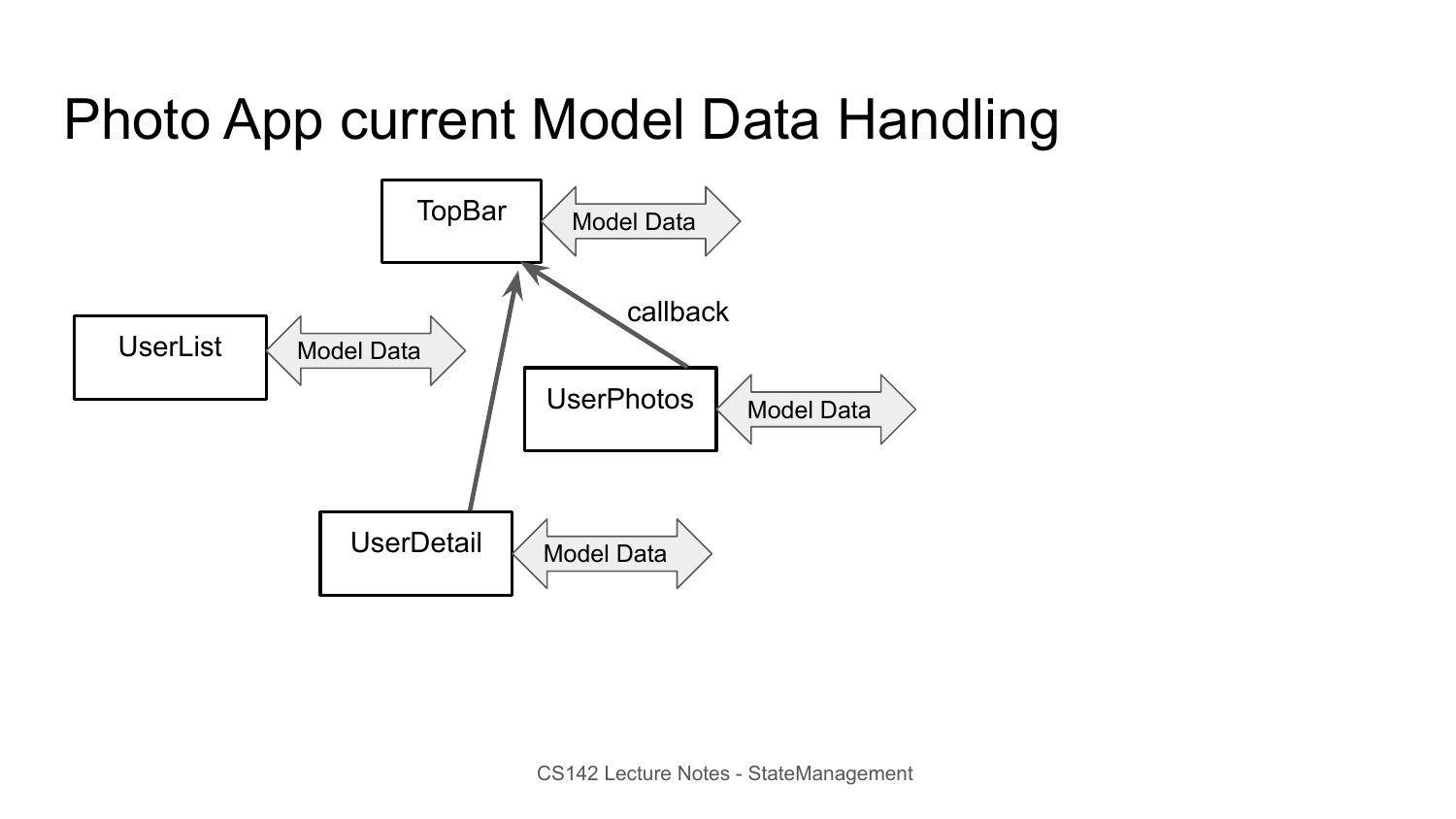# Photo App current Model Data Handling

TopBar

Model Data

callback

UserList

Model Data

UserPhotos

Model Data

UserDetail

Model Data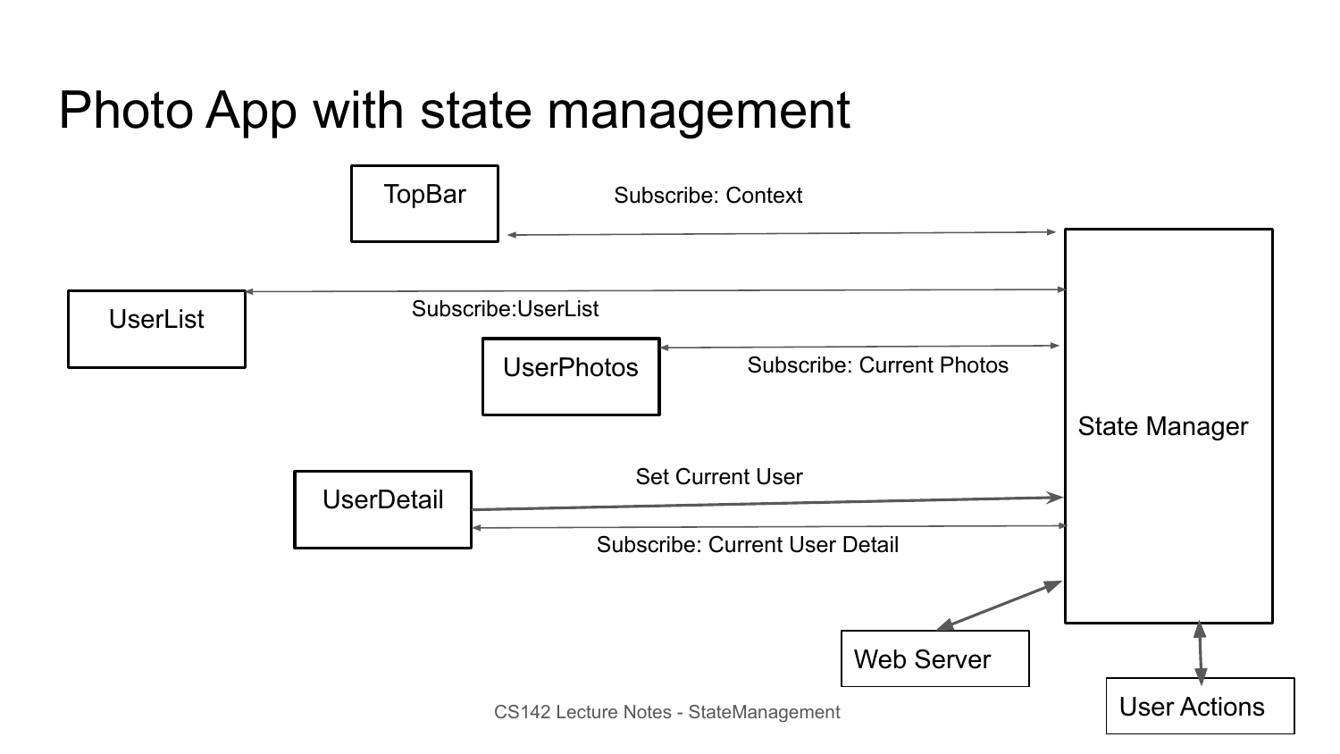# Photo App with state management

TopBar

Subscribe: Context

UserList

Subscribe:UserList

UserPhotos

Subscribe: Current Photos

State Manager

UserDetail

Set Current User

Subscribe: Current User Detail

Web Server

User Actions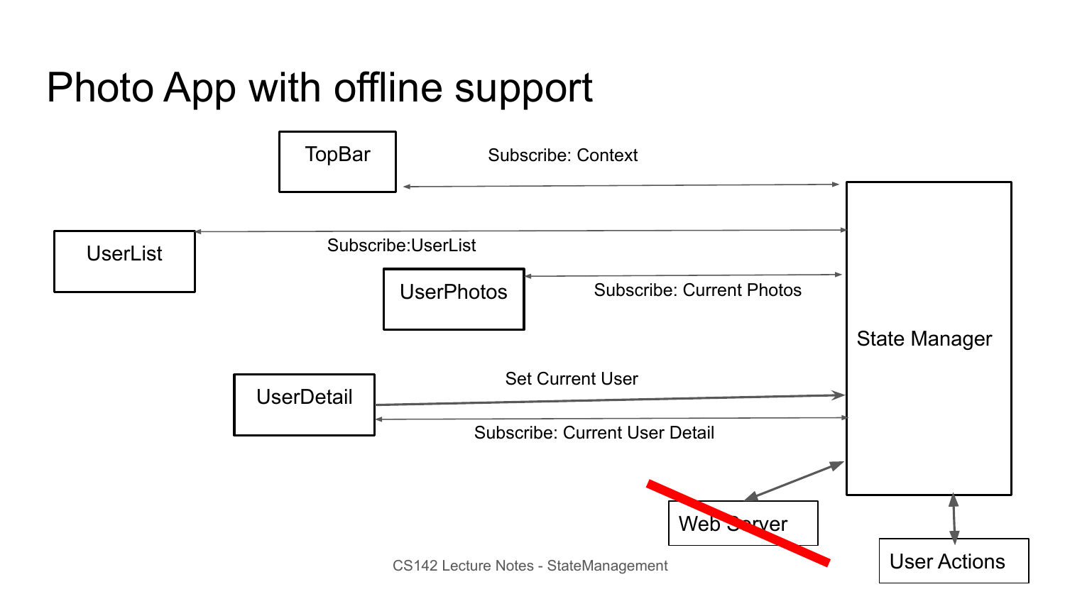# Photo App with offline support

TopBar

Subscribe: Context

UserList

Subscribe:UserList

UserPhotos

Subscribe: Current Photos

State Manager

UserDetail

Set Current User

Subscribe: Current User Detail

Web Server

User Actions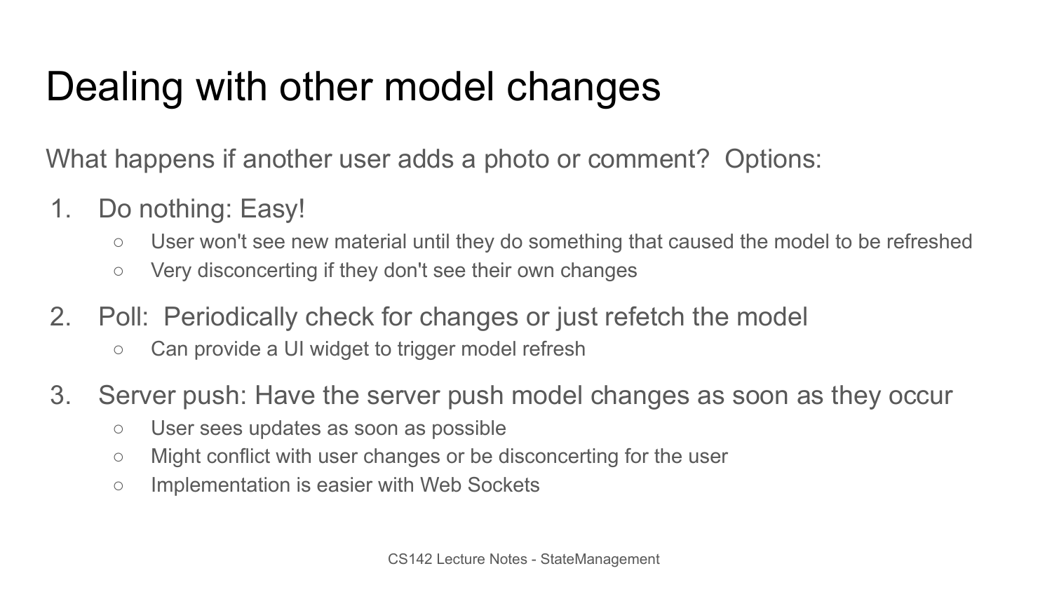# Dealing with other model changes

What happens if another user adds a photo or comment? Options:

1. Do nothing: Easy!
   - User won't see new material until they do something that caused the model to be refreshed
   - Very disconcerting if they don't see their own changes
2. Poll: Periodically check for changes or just refetch the model
   - Can provide a UI widget to trigger model refresh
3. Server push: Have the server push model changes as soon as they occur
   - User sees updates as soon as possible
   - Might conflict with user changes or be disconcerting for the user
   - Implementation is easier with Web Sockets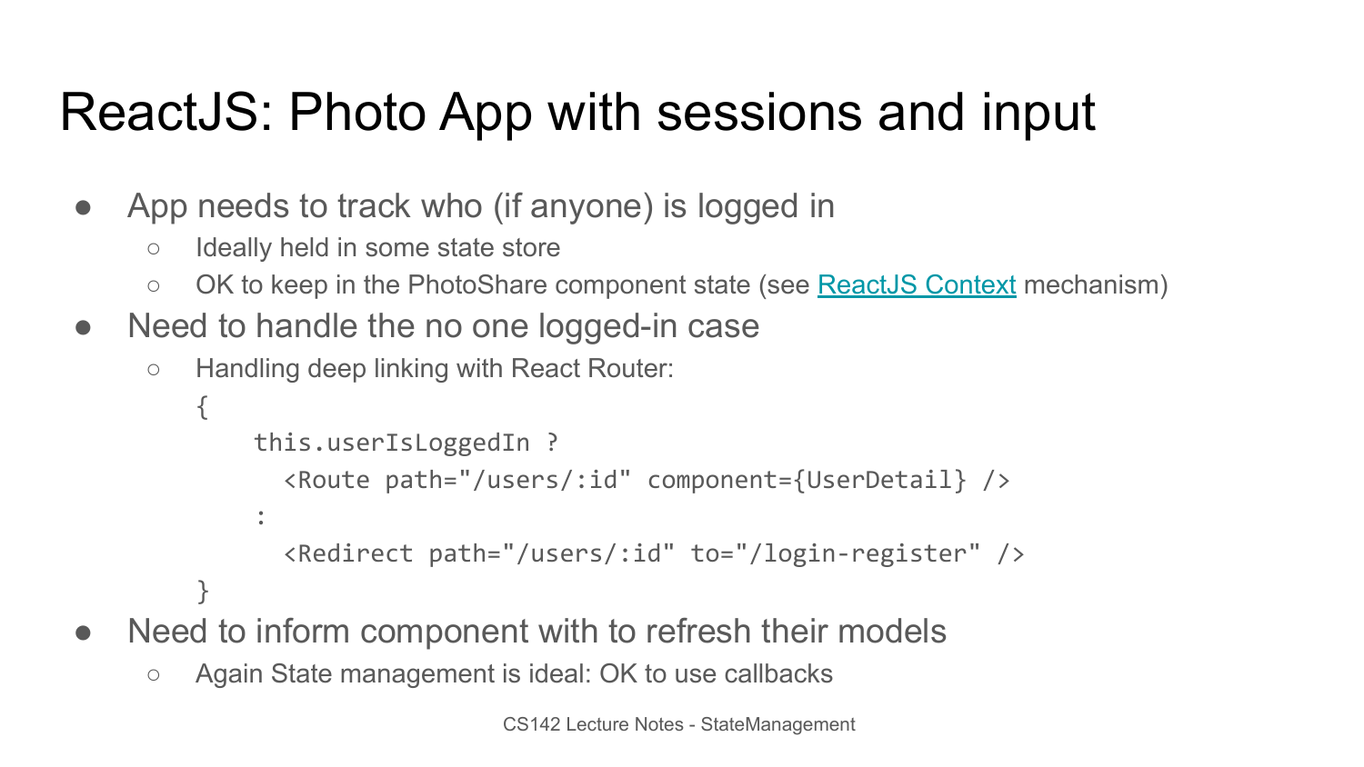# ReactJS: Photo App with sessions and input

- App needs to track who (if anyone) is logged in
  - Ideally held in some state store
  - OK to keep in the PhotoShare component state (see [ReactJS Context]() mechanism)
- Need to handle the no one logged-in case
  - Handling deep linking with React Router:

```
{
    this.userIsLoggedIn ?
      <Route path="/users/:id" component={UserDetail} />
    :
      <Redirect path="/users/:id" to="/login-register" />
}
```

- Need to inform component with to refresh their models
  - Again State management is ideal: OK to use callbacks